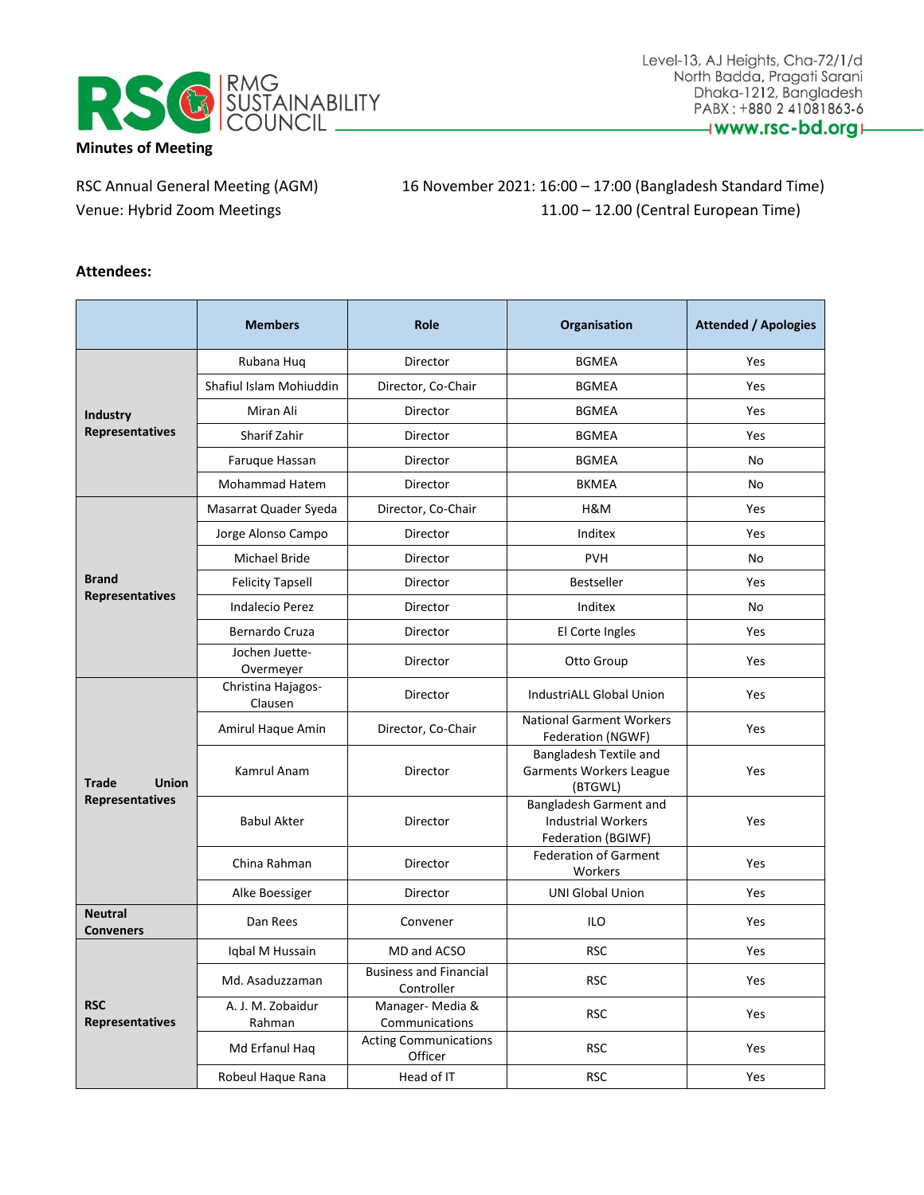RMG SUSTAINABILITY COUNCIL

Level-13, AJ Heights, Cha-72/1/d
North Badda, Pragati Sarani
Dhaka-1212, Bangladesh
PABX : +880 2 41081863-6
www.rsc-bd.org

**Minutes of Meeting**

RSC Annual General Meeting (AGM) — 16 November 2021: 16:00 – 17:00 (Bangladesh Standard Time)
Venue: Hybrid Zoom Meetings — 11.00 – 12.00 (Central European Time)

**Attendees:**

| | Members | Role | Organisation | Attended / Apologies |
|---|---|---|---|---|
| **Industry Representatives** | Rubana Huq | Director | BGMEA | Yes |
| | Shafiul Islam Mohiuddin | Director, Co-Chair | BGMEA | Yes |
| | Miran Ali | Director | BGMEA | Yes |
| | Sharif Zahir | Director | BGMEA | Yes |
| | Faruque Hassan | Director | BGMEA | No |
| | Mohammad Hatem | Director | BKMEA | No |
| **Brand Representatives** | Masarrat Quader Syeda | Director, Co-Chair | H&M | Yes |
| | Jorge Alonso Campo | Director | Inditex | Yes |
| | Michael Bride | Director | PVH | No |
| | Felicity Tapsell | Director | Bestseller | Yes |
| | Indalecio Perez | Director | Inditex | No |
| | Bernardo Cruza | Director | El Corte Ingles | Yes |
| | Jochen Juette-Overmeyer | Director | Otto Group | Yes |
| **Trade Union Representatives** | Christina Hajagos-Clausen | Director | IndustriALL Global Union | Yes |
| | Amirul Haque Amin | Director, Co-Chair | National Garment Workers Federation (NGWF) | Yes |
| | Kamrul Anam | Director | Bangladesh Textile and Garments Workers League (BTGWL) | Yes |
| | Babul Akter | Director | Bangladesh Garment and Industrial Workers Federation (BGIWF) | Yes |
| | China Rahman | Director | Federation of Garment Workers | Yes |
| | Alke Boessiger | Director | UNI Global Union | Yes |
| **Neutral Conveners** | Dan Rees | Convener | ILO | Yes |
| **RSC Representatives** | Iqbal M Hussain | MD and ACSO | RSC | Yes |
| | Md. Asaduzzaman | Business and Financial Controller | RSC | Yes |
| | A. J. M. Zobaidur Rahman | Manager- Media & Communications | RSC | Yes |
| | Md Erfanul Haq | Acting Communications Officer | RSC | Yes |
| | Robeul Haque Rana | Head of IT | RSC | Yes |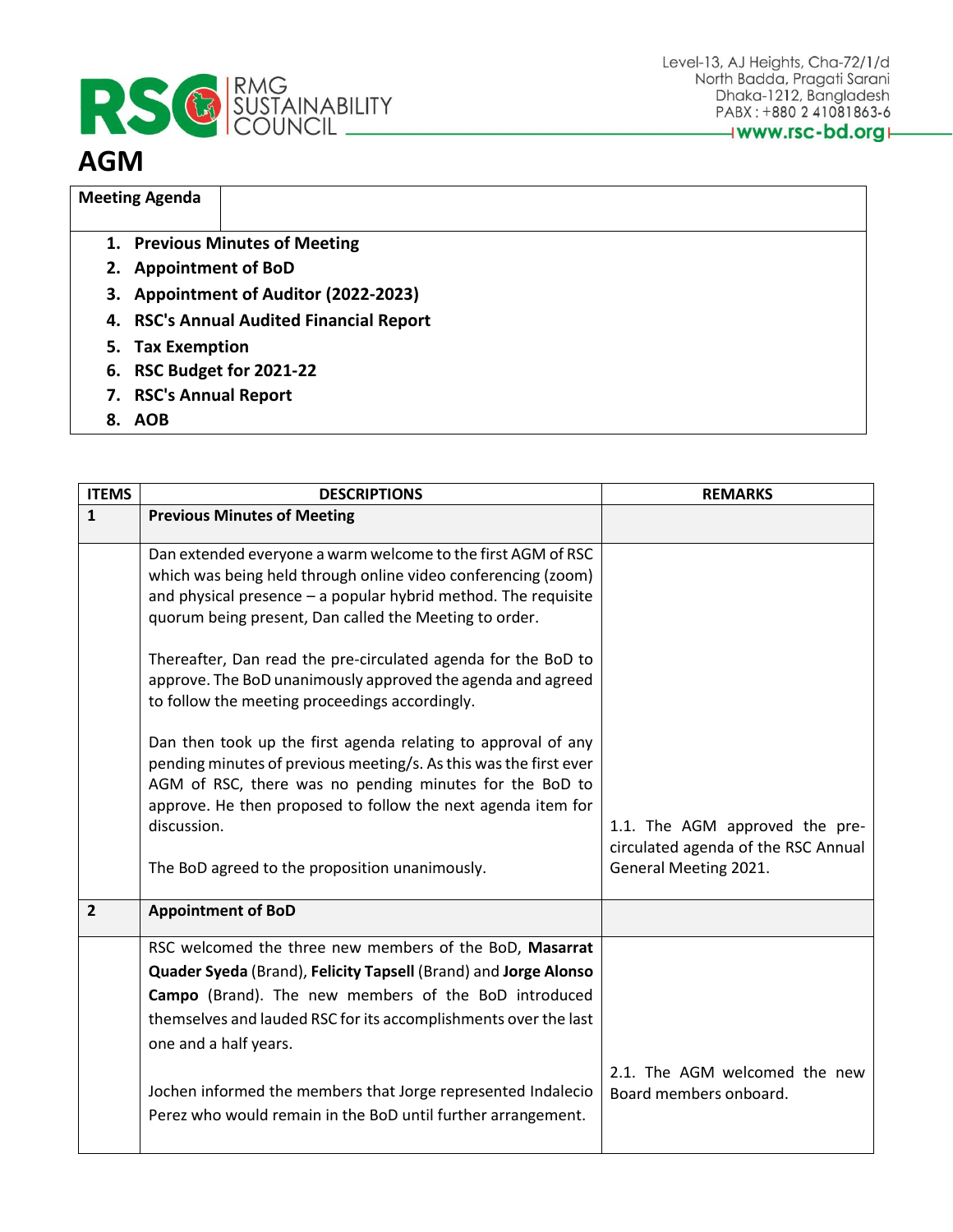# AGM

| Meeting Agenda | |
|---|---|

1. **Previous Minutes of Meeting**
2. **Appointment of BoD**
3. **Appointment of Auditor (2022-2023)**
4. **RSC's Annual Audited Financial Report**
5. **Tax Exemption**
6. **RSC Budget for 2021-22**
7. **RSC's Annual Report**
8. **AOB**

| ITEMS | DESCRIPTIONS | REMARKS |
|---|---|---|
| **1** | **Previous Minutes of Meeting** | |
| | Dan extended everyone a warm welcome to the first AGM of RSC which was being held through online video conferencing (zoom) and physical presence – a popular hybrid method. The requisite quorum being present, Dan called the Meeting to order.<br><br>Thereafter, Dan read the pre-circulated agenda for the BoD to approve. The BoD unanimously approved the agenda and agreed to follow the meeting proceedings accordingly.<br><br>Dan then took up the first agenda relating to approval of any pending minutes of previous meeting/s. As this was the first ever AGM of RSC, there was no pending minutes for the BoD to approve. He then proposed to follow the next agenda item for discussion.<br><br>The BoD agreed to the proposition unanimously. | 1.1. The AGM approved the pre-circulated agenda of the RSC Annual General Meeting 2021. |
| **2** | **Appointment of BoD** | |
| | RSC welcomed the three new members of the BoD, **Masarrat Quader Syeda** (Brand), **Felicity Tapsell** (Brand) and **Jorge Alonso Campo** (Brand). The new members of the BoD introduced themselves and lauded RSC for its accomplishments over the last one and a half years.<br><br>Jochen informed the members that Jorge represented Indalecio Perez who would remain in the BoD until further arrangement. | 2.1. The AGM welcomed the new Board members onboard. |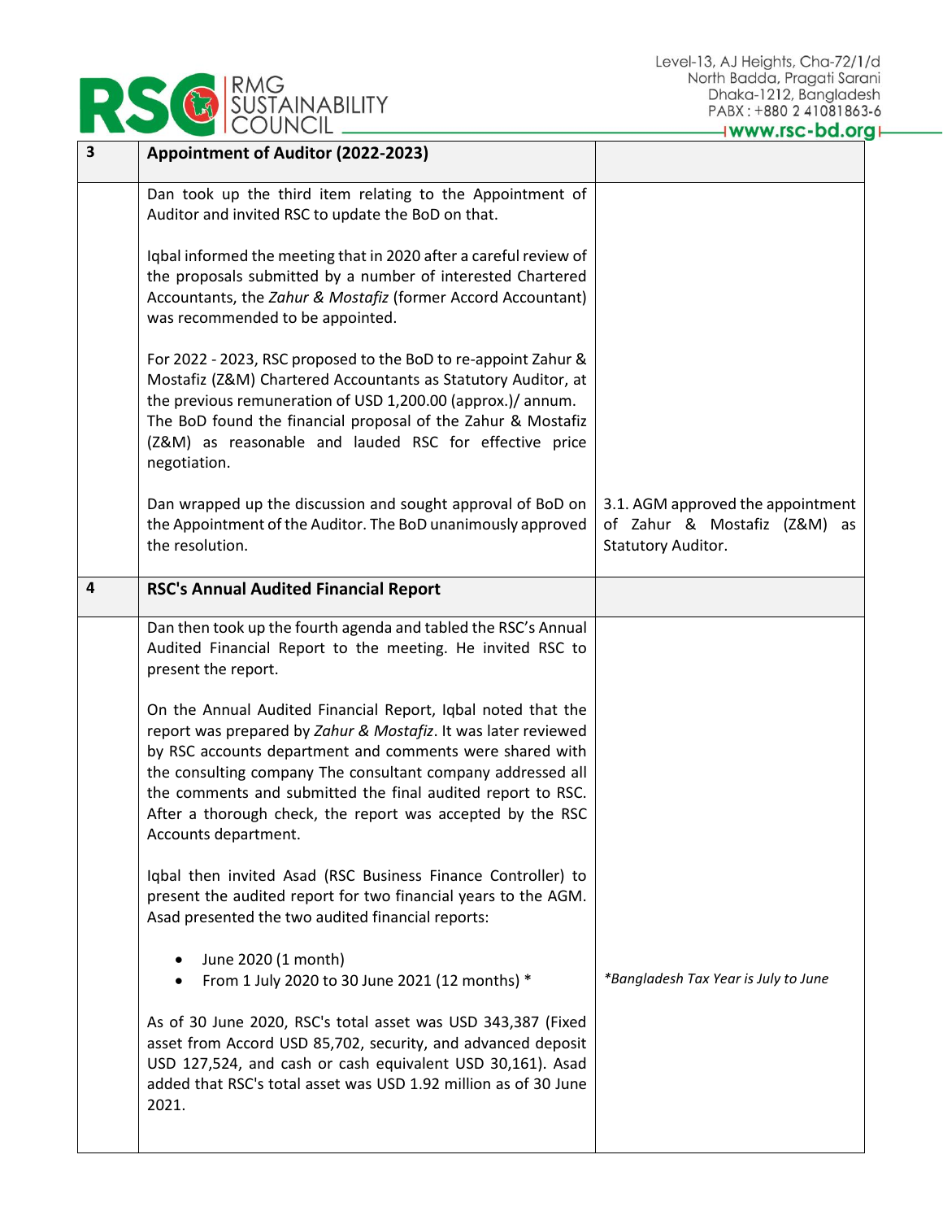| | | |
|---|---|---|
| **3** | **Appointment of Auditor (2022-2023)** | |
| | Dan took up the third item relating to the Appointment of Auditor and invited RSC to update the BoD on that.<br><br>Iqbal informed the meeting that in 2020 after a careful review of the proposals submitted by a number of interested Chartered Accountants, the *Zahur & Mostafiz* (former Accord Accountant) was recommended to be appointed.<br><br>For 2022 - 2023, RSC proposed to the BoD to re-appoint Zahur & Mostafiz (Z&M) Chartered Accountants as Statutory Auditor, at the previous remuneration of USD 1,200.00 (approx.)/ annum. The BoD found the financial proposal of the Zahur & Mostafiz (Z&M) as reasonable and lauded RSC for effective price negotiation.<br><br>Dan wrapped up the discussion and sought approval of BoD on the Appointment of the Auditor. The BoD unanimously approved the resolution. | 3.1. AGM approved the appointment of Zahur & Mostafiz (Z&M) as Statutory Auditor. |
| **4** | **RSC's Annual Audited Financial Report** | |
| | Dan then took up the fourth agenda and tabled the RSC's Annual Audited Financial Report to the meeting. He invited RSC to present the report.<br><br>On the Annual Audited Financial Report, Iqbal noted that the report was prepared by *Zahur & Mostafiz*. It was later reviewed by RSC accounts department and comments were shared with the consulting company The consultant company addressed all the comments and submitted the final audited report to RSC. After a thorough check, the report was accepted by the RSC Accounts department.<br><br>Iqbal then invited Asad (RSC Business Finance Controller) to present the audited report for two financial years to the AGM. Asad presented the two audited financial reports:<br><br>• June 2020 (1 month)<br>• From 1 July 2020 to 30 June 2021 (12 months) *<br><br>As of 30 June 2020, RSC's total asset was USD 343,387 (Fixed asset from Accord USD 85,702, security, and advanced deposit USD 127,524, and cash or cash equivalent USD 30,161). Asad added that RSC's total asset was USD 1.92 million as of 30 June 2021. | *\*Bangladesh Tax Year is July to June* |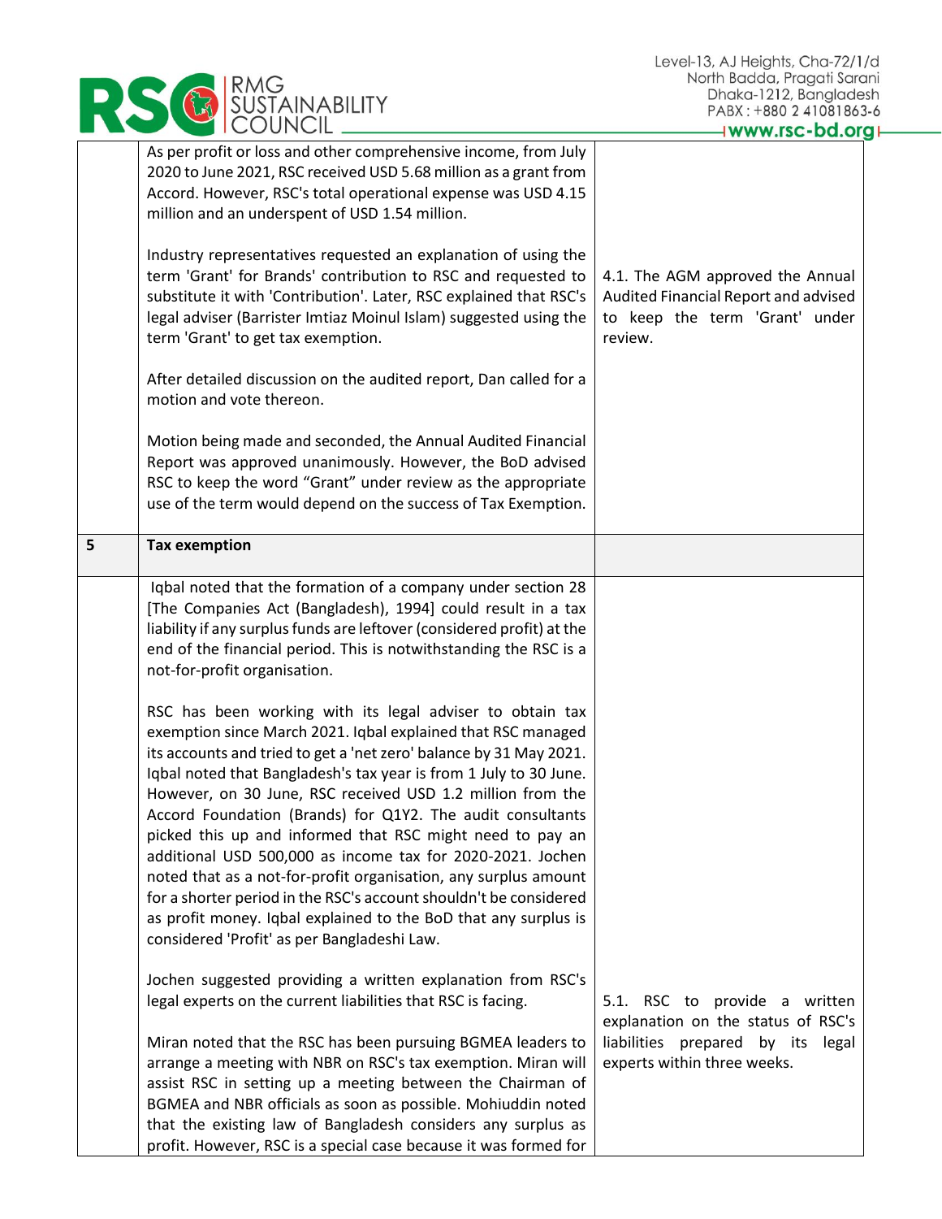| | | |
|---|---|---|
| | As per profit or loss and other comprehensive income, from July 2020 to June 2021, RSC received USD 5.68 million as a grant from Accord. However, RSC's total operational expense was USD 4.15 million and an underspent of USD 1.54 million.<br><br>Industry representatives requested an explanation of using the term 'Grant' for Brands' contribution to RSC and requested to substitute it with 'Contribution'. Later, RSC explained that RSC's legal adviser (Barrister Imtiaz Moinul Islam) suggested using the term 'Grant' to get tax exemption.<br><br>After detailed discussion on the audited report, Dan called for a motion and vote thereon.<br><br>Motion being made and seconded, the Annual Audited Financial Report was approved unanimously. However, the BoD advised RSC to keep the word "Grant" under review as the appropriate use of the term would depend on the success of Tax Exemption. | 4.1. The AGM approved the Annual Audited Financial Report and advised to keep the term 'Grant' under review. |
| **5** | **Tax exemption** | |
| | Iqbal noted that the formation of a company under section 28 [The Companies Act (Bangladesh), 1994] could result in a tax liability if any surplus funds are leftover (considered profit) at the end of the financial period. This is notwithstanding the RSC is a not-for-profit organisation.<br><br>RSC has been working with its legal adviser to obtain tax exemption since March 2021. Iqbal explained that RSC managed its accounts and tried to get a 'net zero' balance by 31 May 2021. Iqbal noted that Bangladesh's tax year is from 1 July to 30 June. However, on 30 June, RSC received USD 1.2 million from the Accord Foundation (Brands) for Q1Y2. The audit consultants picked this up and informed that RSC might need to pay an additional USD 500,000 as income tax for 2020-2021. Jochen noted that as a not-for-profit organisation, any surplus amount for a shorter period in the RSC's account shouldn't be considered as profit money. Iqbal explained to the BoD that any surplus is considered 'Profit' as per Bangladeshi Law.<br><br>Jochen suggested providing a written explanation from RSC's legal experts on the current liabilities that RSC is facing.<br><br>Miran noted that the RSC has been pursuing BGMEA leaders to arrange a meeting with NBR on RSC's tax exemption. Miran will assist RSC in setting up a meeting between the Chairman of BGMEA and NBR officials as soon as possible. Mohiuddin noted that the existing law of Bangladesh considers any surplus as profit. However, RSC is a special case because it was formed for | 5.1. RSC to provide a written explanation on the status of RSC's liabilities prepared by its legal experts within three weeks. |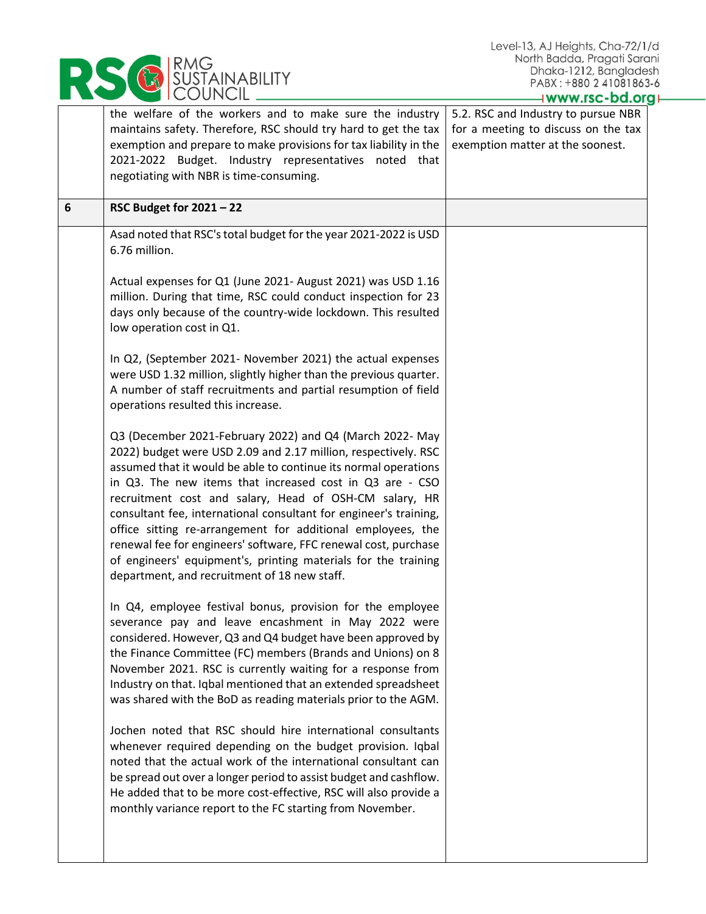| | | |
|---|---|---|
| | the welfare of the workers and to make sure the industry maintains safety. Therefore, RSC should try hard to get the tax exemption and prepare to make provisions for tax liability in the 2021-2022 Budget. Industry representatives noted that negotiating with NBR is time-consuming. | 5.2. RSC and Industry to pursue NBR for a meeting to discuss on the tax exemption matter at the soonest. |
| **6** | **RSC Budget for 2021 – 22** | |
| | Asad noted that RSC's total budget for the year 2021-2022 is USD 6.76 million.<br><br>Actual expenses for Q1 (June 2021- August 2021) was USD 1.16 million. During that time, RSC could conduct inspection for 23 days only because of the country-wide lockdown. This resulted low operation cost in Q1.<br><br>In Q2, (September 2021- November 2021) the actual expenses were USD 1.32 million, slightly higher than the previous quarter. A number of staff recruitments and partial resumption of field operations resulted this increase.<br><br>Q3 (December 2021-February 2022) and Q4 (March 2022- May 2022) budget were USD 2.09 and 2.17 million, respectively. RSC assumed that it would be able to continue its normal operations in Q3. The new items that increased cost in Q3 are - CSO recruitment cost and salary, Head of OSH-CM salary, HR consultant fee, international consultant for engineer's training, office sitting re-arrangement for additional employees, the renewal fee for engineers' software, FFC renewal cost, purchase of engineers' equipment's, printing materials for the training department, and recruitment of 18 new staff.<br><br>In Q4, employee festival bonus, provision for the employee severance pay and leave encashment in May 2022 were considered. However, Q3 and Q4 budget have been approved by the Finance Committee (FC) members (Brands and Unions) on 8 November 2021. RSC is currently waiting for a response from Industry on that. Iqbal mentioned that an extended spreadsheet was shared with the BoD as reading materials prior to the AGM.<br><br>Jochen noted that RSC should hire international consultants whenever required depending on the budget provision. Iqbal noted that the actual work of the international consultant can be spread out over a longer period to assist budget and cashflow. He added that to be more cost-effective, RSC will also provide a monthly variance report to the FC starting from November. | |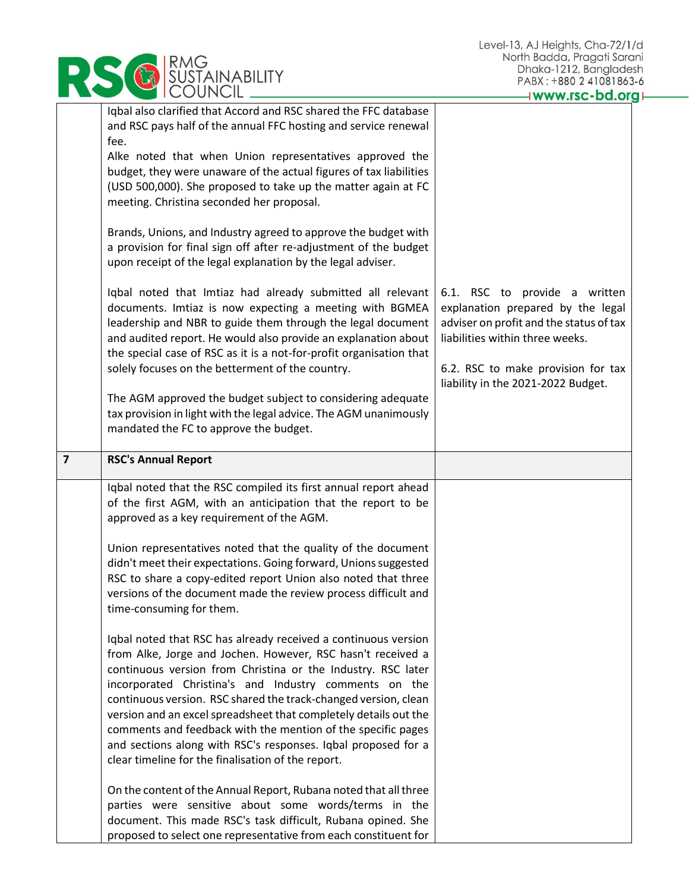| | | |
|---|---|---|
| | Iqbal also clarified that Accord and RSC shared the FFC database and RSC pays half of the annual FFC hosting and service renewal fee.<br>Alke noted that when Union representatives approved the budget, they were unaware of the actual figures of tax liabilities (USD 500,000). She proposed to take up the matter again at FC meeting. Christina seconded her proposal.<br><br>Brands, Unions, and Industry agreed to approve the budget with a provision for final sign off after re-adjustment of the budget upon receipt of the legal explanation by the legal adviser.<br><br>Iqbal noted that Imtiaz had already submitted all relevant documents. Imtiaz is now expecting a meeting with BGMEA leadership and NBR to guide them through the legal document and audited report. He would also provide an explanation about the special case of RSC as it is a not-for-profit organisation that solely focuses on the betterment of the country.<br><br>The AGM approved the budget subject to considering adequate tax provision in light with the legal advice. The AGM unanimously mandated the FC to approve the budget. | 6.1. RSC to provide a written explanation prepared by the legal adviser on profit and the status of tax liabilities within three weeks.<br><br>6.2. RSC to make provision for tax liability in the 2021-2022 Budget. |
| **7** | **RSC's Annual Report** | |
| | Iqbal noted that the RSC compiled its first annual report ahead of the first AGM, with an anticipation that the report to be approved as a key requirement of the AGM.<br><br>Union representatives noted that the quality of the document didn't meet their expectations. Going forward, Unions suggested RSC to share a copy-edited report Union also noted that three versions of the document made the review process difficult and time-consuming for them.<br><br>Iqbal noted that RSC has already received a continuous version from Alke, Jorge and Jochen. However, RSC hasn't received a continuous version from Christina or the Industry. RSC later incorporated Christina's and Industry comments on the continuous version. RSC shared the track-changed version, clean version and an excel spreadsheet that completely details out the comments and feedback with the mention of the specific pages and sections along with RSC's responses. Iqbal proposed for a clear timeline for the finalisation of the report.<br><br>On the content of the Annual Report, Rubana noted that all three parties were sensitive about some words/terms in the document. This made RSC's task difficult, Rubana opined. She proposed to select one representative from each constituent for | |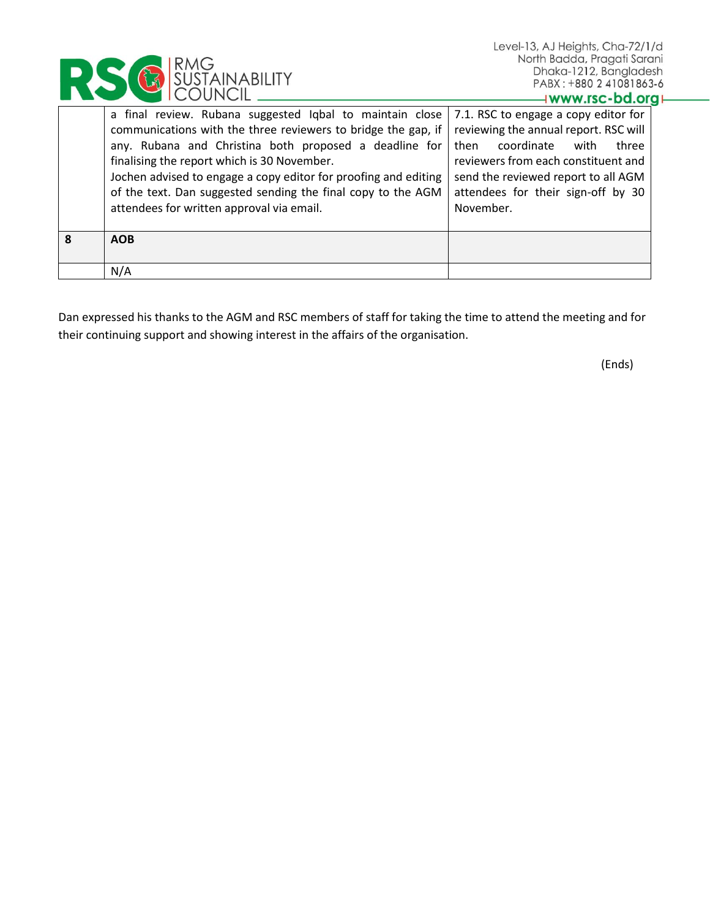| | | |
|---|---|---|
| | a final review. Rubana suggested Iqbal to maintain close communications with the three reviewers to bridge the gap, if any. Rubana and Christina both proposed a deadline for finalising the report which is 30 November.<br>Jochen advised to engage a copy editor for proofing and editing of the text. Dan suggested sending the final copy to the AGM attendees for written approval via email. | 7.1. RSC to engage a copy editor for reviewing the annual report. RSC will then coordinate with three reviewers from each constituent and send the reviewed report to all AGM attendees for their sign-off by 30 November. |
| **8** | **AOB** | |
| | N/A | |

Dan expressed his thanks to the AGM and RSC members of staff for taking the time to attend the meeting and for their continuing support and showing interest in the affairs of the organisation.

(Ends)